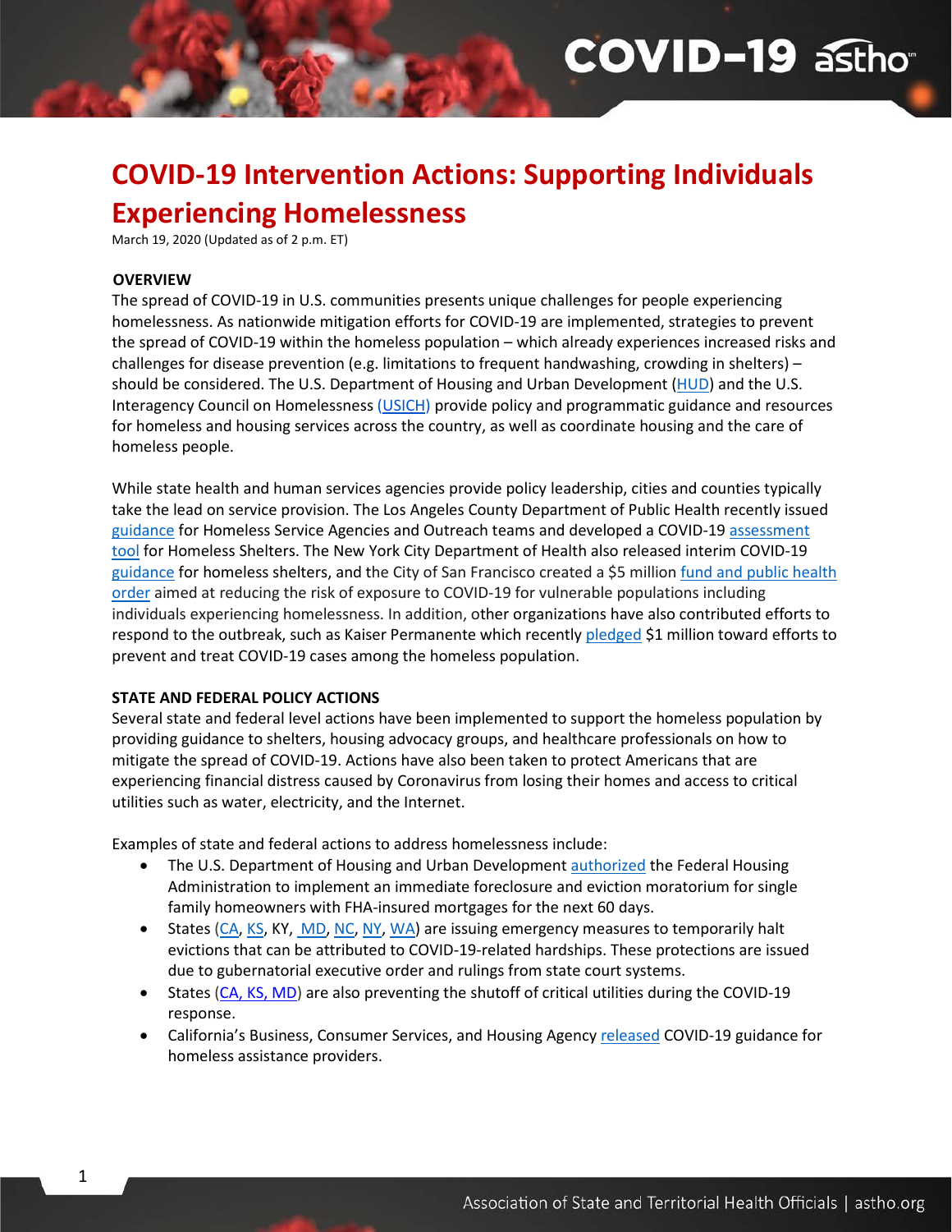# COVID-19 Intervention Actions: Supporting Individuals Experiencing Homelessness

March 19, 2020 (Updated as of 2 p.m. ET)

## OVERVIEW

The spread of COVID-19 in U.S. communities presents unique challenges for people experiencing homelessness. As nationwide mitigation efforts for COVID-19 are implemented, strategies to prevent the spread of COVID-19 within the homeless population – which already experiences increased risks and challenges for disease prevention (e.g. limitations to frequent handwashing, crowding in shelters) – should be considered. The U.S. Department of Housing and Urban Development (HUD) and the U.S. Interagency Council on Homelessness (USICH) provide policy and programmatic guidance and resources for homeless and housing services across the country, as well as coordinate housing and the care of homeless people.

While state health and human services agencies provide policy leadership, cities and counties typically take the lead on service provision. The Los Angeles County Department of Public Health recently issued guidance for Homeless Service Agencies and Outreach teams and developed a COVID-19 assessment tool for Homeless Shelters. The New York City Department of Health also released interim COVID-19 guidance for homeless shelters, and the City of San Francisco created a $5 million fund and public health order aimed at reducing the risk of exposure to COVID-19 for vulnerable populations including individuals experiencing homelessness. In addition, other organizations have also contributed efforts to respond to the outbreak, such as Kaiser Permanente which recently pledged $1 million toward efforts to prevent and treat COVID-19 cases among the homeless population.

## STATE AND FEDERAL POLICY ACTIONS

Several state and federal level actions have been implemented to support the homeless population by providing guidance to shelters, housing advocacy groups, and healthcare professionals on how to mitigate the spread of COVID-19. Actions have also been taken to protect Americans that are experiencing financial distress caused by Coronavirus from losing their homes and access to critical utilities such as water, electricity, and the Internet.

Examples of state and federal actions to address homelessness include:

- The U.S. Department of Housing and Urban Development authorized the Federal Housing Administration to implement an immediate foreclosure and eviction moratorium for single family homeowners with FHA-insured mortgages for the next 60 days.
- States (CA, KS, KY, MD, NC, NY, WA) are issuing emergency measures to temporarily halt evictions that can be attributed to COVID-19-related hardships. These protections are issued due to gubernatorial executive order and rulings from state court systems.
- States (CA, KS, MD) are also preventing the shutoff of critical utilities during the COVID-19 response.
- California's Business, Consumer Services, and Housing Agency released COVID-19 guidance for homeless assistance providers.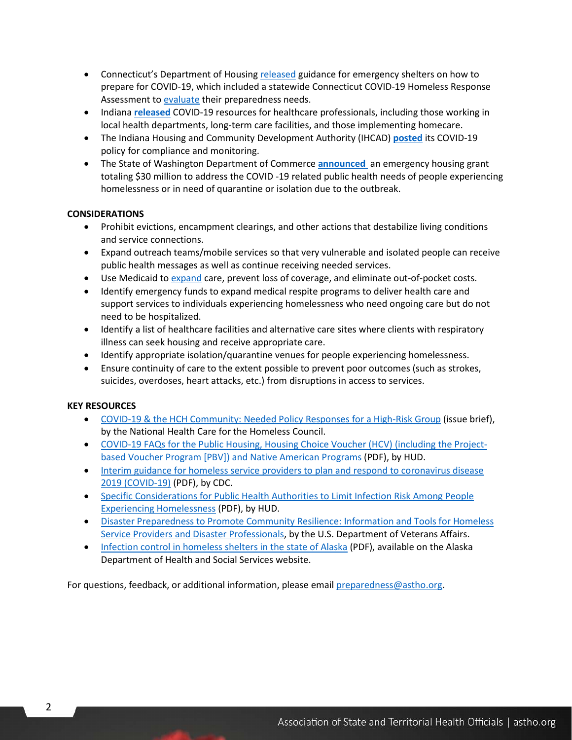- Connecticut's Department of Housing released guidance for emergency shelters on how to prepare for COVID-19, which included a statewide Connecticut COVID-19 Homeless Response Assessment to evaluate their preparedness needs.
- Indiana **released** COVID-19 resources for healthcare professionals, including those working in local health departments, long-term care facilities, and those implementing homecare.
- The Indiana Housing and Community Development Authority (IHCAD) **posted** its COVID-19 policy for compliance and monitoring.
- The State of Washington Department of Commerce **announced** an emergency housing grant totaling $30 million to address the COVID -19 related public health needs of people experiencing homelessness or in need of quarantine or isolation due to the outbreak.

**CONSIDERATIONS**

- Prohibit evictions, encampment clearings, and other actions that destabilize living conditions and service connections.
- Expand outreach teams/mobile services so that very vulnerable and isolated people can receive public health messages as well as continue receiving needed services.
- Use Medicaid to expand care, prevent loss of coverage, and eliminate out-of-pocket costs.
- Identify emergency funds to expand medical respite programs to deliver health care and support services to individuals experiencing homelessness who need ongoing care but do not need to be hospitalized.
- Identify a list of healthcare facilities and alternative care sites where clients with respiratory illness can seek housing and receive appropriate care.
- Identify appropriate isolation/quarantine venues for people experiencing homelessness.
- Ensure continuity of care to the extent possible to prevent poor outcomes (such as strokes, suicides, overdoses, heart attacks, etc.) from disruptions in access to services.

**KEY RESOURCES**

- COVID-19 & the HCH Community: Needed Policy Responses for a High-Risk Group (issue brief), by the National Health Care for the Homeless Council.
- COVID-19 FAQs for the Public Housing, Housing Choice Voucher (HCV) (including the Project-based Voucher Program [PBV]) and Native American Programs (PDF), by HUD.
- Interim guidance for homeless service providers to plan and respond to coronavirus disease 2019 (COVID-19) (PDF), by CDC.
- Specific Considerations for Public Health Authorities to Limit Infection Risk Among People Experiencing Homelessness (PDF), by HUD.
- Disaster Preparedness to Promote Community Resilience: Information and Tools for Homeless Service Providers and Disaster Professionals, by the U.S. Department of Veterans Affairs.
- Infection control in homeless shelters in the state of Alaska (PDF), available on the Alaska Department of Health and Social Services website.

For questions, feedback, or additional information, please email preparedness@astho.org.